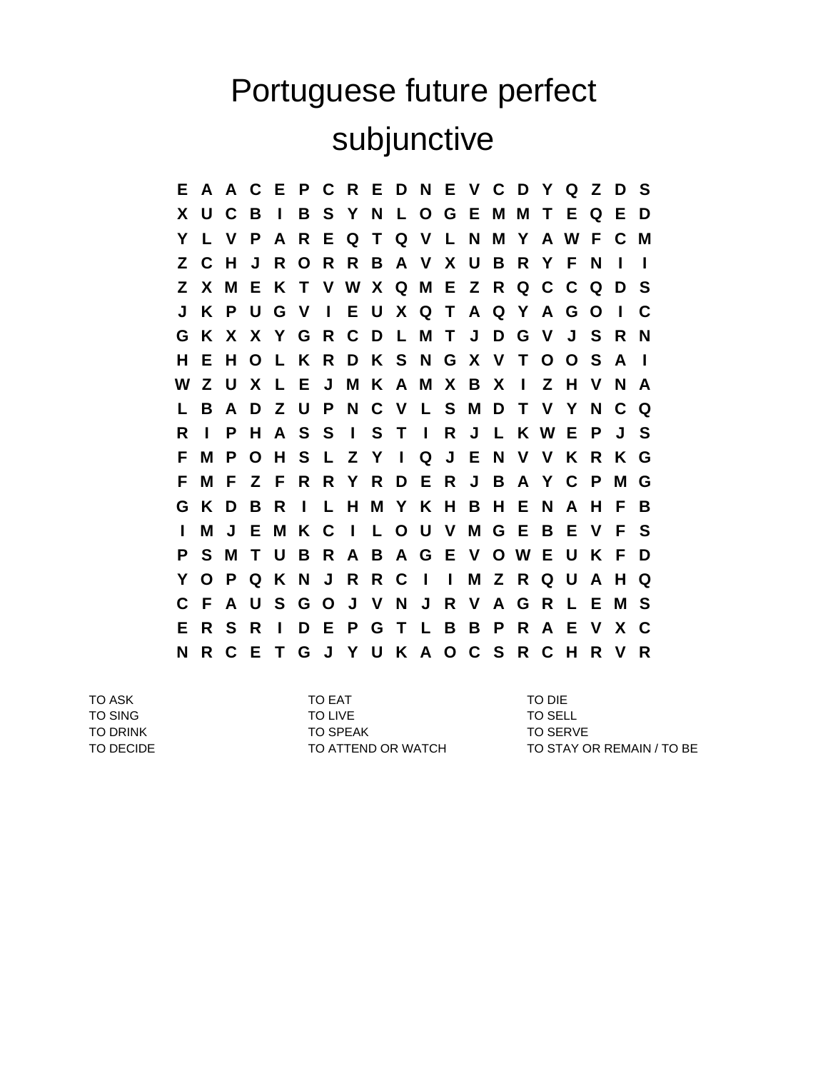# Portuguese future perfect subjunctive

```
E A A C E P C R E D N E V C D Y Q Z D S
X U C B I B S Y N L O G E M M T E Q E D
Y L V P A R E Q T Q V L N M Y A W F C M
Z C H J R O R R B A V X U B R Y F N I I
Z X M E K T V W X Q M E Z R Q C C Q D S
J K P U G V I E U X Q T A Q Y A G O I C
G K X X Y G R C D L M T J D G V J S R N
H E H O L K R D K S N G X V T O O S A I
W Z U X L E J M K A M X B X I Z H V N A
L B A D Z U P N C V L S M D T V Y N C Q
R I P H A S S I S T I R J L K W E P J S
F M P O H S L Z Y I Q J E N V V K R K G
F M F Z F R R Y R D E R J B A Y C P M G
G K D B R I L H M Y K H B H E N A H F B
I M J E M K C I L O U V M G E B E V F S
P S M T U B R A B A G E V O W E U K F D
Y O P Q K N J R R C I I M Z R Q U A H Q
C F A U S G O J V N J R V A G R L E M S
E R S R I D E P G T L B B P R A E V X C
N R C E T G J Y U K A O C S R C H R V R
```

| | | |
|---|---|---|
| TO ASK | TO EAT | TO DIE |
| TO SING | TO LIVE | TO SELL |
| TO DRINK | TO SPEAK | TO SERVE |
| TO DECIDE | TO ATTEND OR WATCH | TO STAY OR REMAIN / TO BE |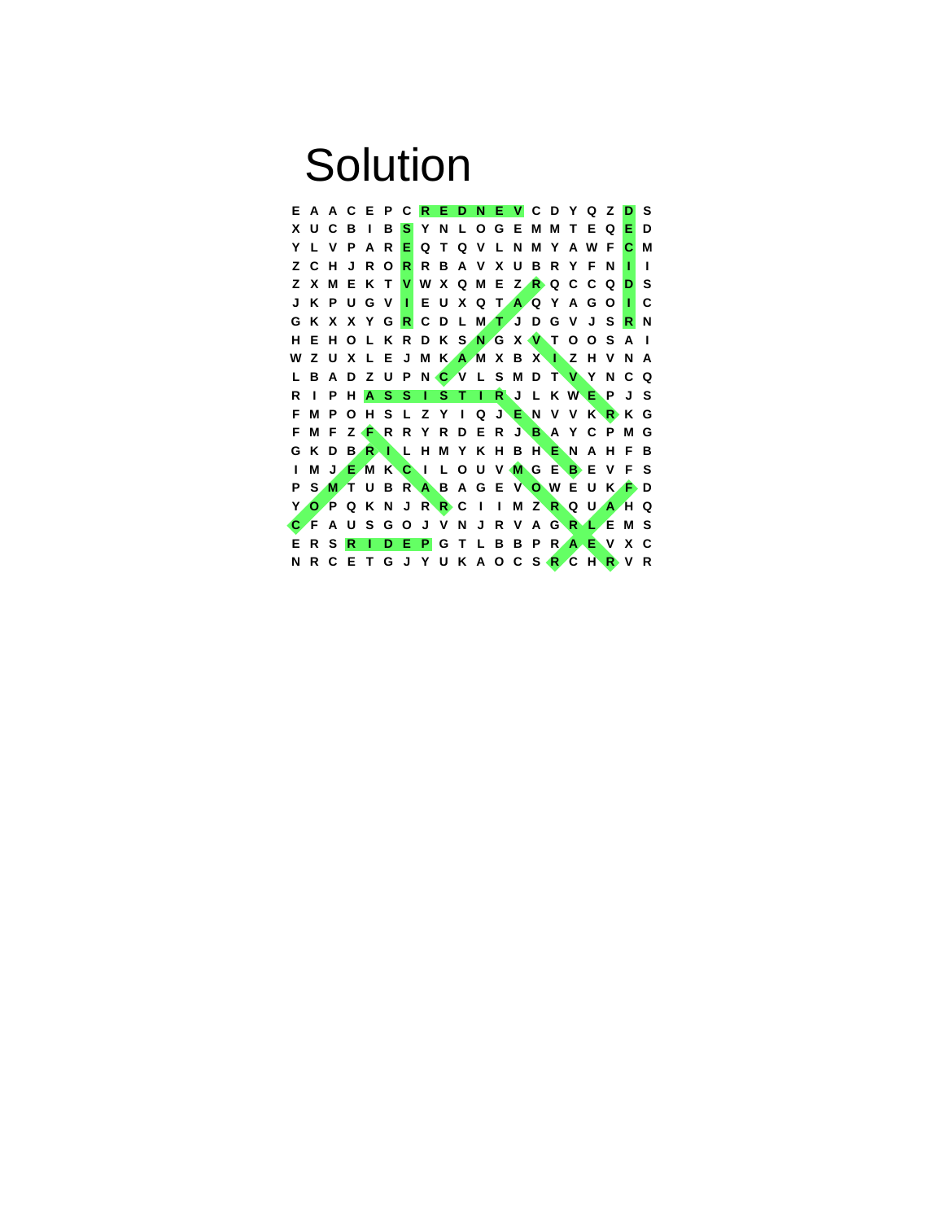# Solution

| | | | | | | | | | | | | | | | | | | | |
|---|---|---|---|---|---|---|---|---|---|---|---|---|---|---|---|---|---|---|---|
| E | A | A | C | E | P | C | R | E | D | N | E | V | C | D | Y | Q | Z | D | S |
| X | U | C | B | I | B | S | Y | N | L | O | G | E | M | M | T | E | Q | E | D |
| Y | L | V | P | A | R | E | Q | T | Q | V | L | N | M | Y | A | W | F | C | M |
| Z | C | H | J | R | O | R | R | B | A | V | X | U | B | R | Y | F | N | I | I |
| Z | X | M | E | K | T | V | W | X | Q | M | E | Z | R | Q | C | C | Q | D | S |
| J | K | P | U | G | V | I | E | U | X | Q | T | A | Q | Y | A | G | O | I | C |
| G | K | X | X | Y | G | R | C | D | L | M | T | J | D | G | V | J | S | R | N |
| H | E | H | O | L | K | R | D | K | S | N | G | X | V | T | O | O | S | A | I |
| W | Z | U | X | L | E | J | M | K | A | M | X | B | X | I | Z | H | V | N | A |
| L | B | A | D | Z | U | P | N | C | V | L | S | M | D | T | V | Y | N | C | Q |
| R | I | P | H | A | S | S | I | S | T | I | R | J | L | K | W | E | P | J | S |
| F | M | P | O | H | S | L | Z | Y | I | Q | J | E | N | V | V | K | R | K | G |
| F | M | F | Z | F | R | R | Y | R | D | E | R | J | B | A | Y | C | P | M | G |
| G | K | D | B | R | I | L | H | M | Y | K | H | B | H | E | N | A | H | F | B |
| I | M | J | E | M | K | C | I | L | O | U | V | M | G | E | B | E | V | F | S |
| P | S | M | T | U | B | R | A | B | A | G | E | V | O | W | E | U | K | F | D |
| Y | O | P | Q | K | N | J | R | R | C | I | I | M | Z | R | Q | U | A | H | Q |
| C | F | A | U | S | G | O | J | V | N | J | R | V | A | G | R | L | E | M | S |
| E | R | S | R | I | D | E | P | G | T | L | B | B | P | R | A | E | V | X | C |
| N | R | C | E | T | G | J | Y | U | K | A | O | C | S | R | C | H | R | V | R |